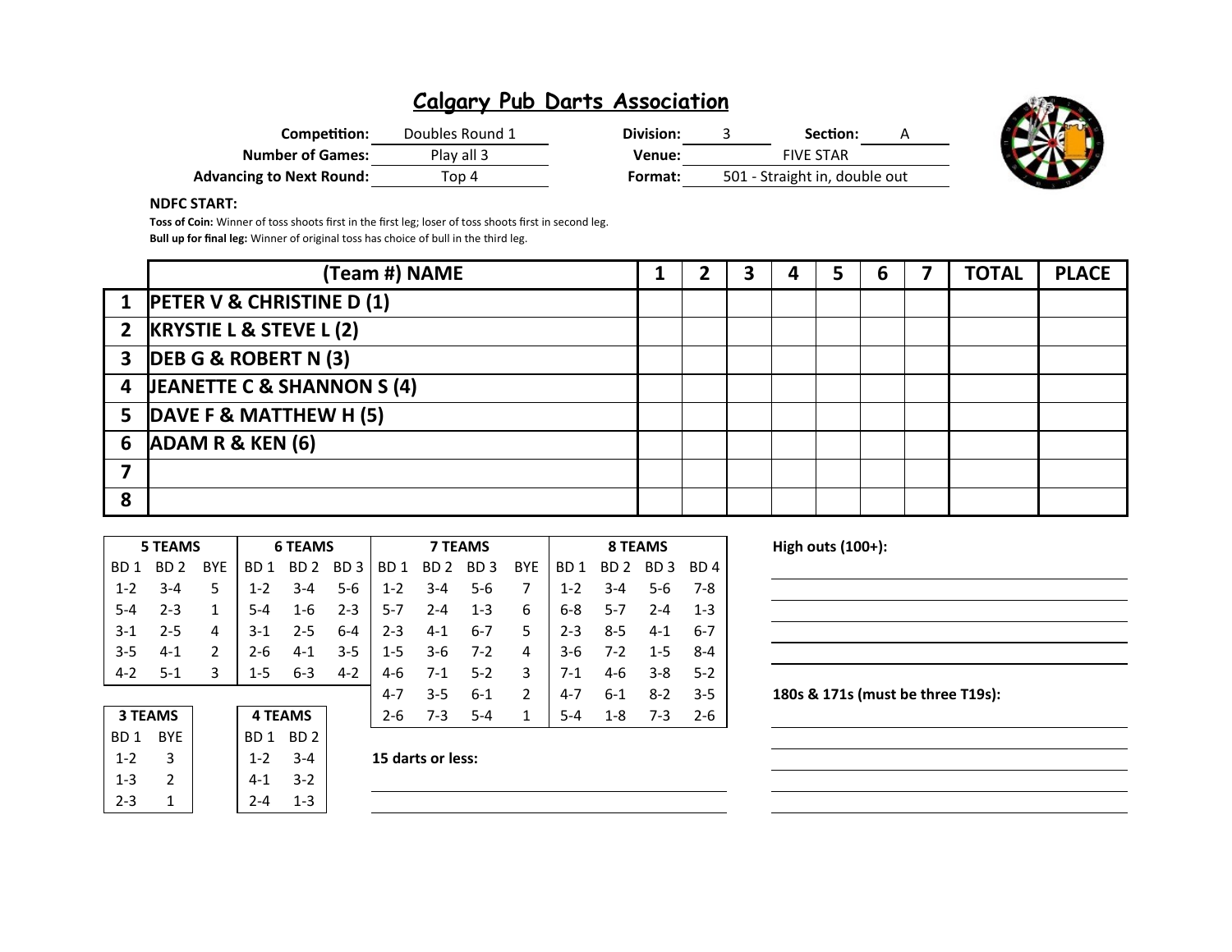# Calgary Pub Darts Association

**Competition:** Doubles Round 1 **Division:** 3 **Section:** A

**Number of Games:** Play all 3 **Venue:** FIVE STAR

**Advancing to Next Round:** Top 4 **Format:** 501 - Straight in, double out

**NDFC START:**

**Toss of Coin:** Winner of toss shoots first in the first leg; loser of toss shoots first in second leg.

**Bull up for final leg:** Winner of original toss has choice of bull in the third leg.

| | (Team #) NAME | 1 | 2 | 3 | 4 | 5 | 6 | 7 | TOTAL | PLACE |
|---|---|---|---|---|---|---|---|---|---|---|
| 1 | PETER V & CHRISTINE D (1) | | | | | | | | | |
| 2 | KRYSTIE L & STEVE L (2) | | | | | | | | | |
| 3 | DEB G & ROBERT N (3) | | | | | | | | | |
| 4 | JEANETTE C & SHANNON S (4) | | | | | | | | | |
| 5 | DAVE F & MATTHEW H (5) | | | | | | | | | |
| 6 | ADAM R & KEN (6) | | | | | | | | | |
| 7 | | | | | | | | | | |
| 8 | | | | | | | | | | |

| 5 TEAMS | | | 6 TEAMS | | | 7 TEAMS | | | | 8 TEAMS | | | |
|---|---|---|---|---|---|---|---|---|---|---|---|---|---|
| BD 1 | BD 2 | BYE | BD 1 | BD 2 | BD 3 | BD 1 | BD 2 | BD 3 | BYE | BD 1 | BD 2 | BD 3 | BD 4 |
| 1-2 | 3-4 | 5 | 1-2 | 3-4 | 5-6 | 1-2 | 3-4 | 5-6 | 7 | 1-2 | 3-4 | 5-6 | 7-8 |
| 5-4 | 2-3 | 1 | 5-4 | 1-6 | 2-3 | 5-7 | 2-4 | 1-3 | 6 | 6-8 | 5-7 | 2-4 | 1-3 |
| 3-1 | 2-5 | 4 | 3-1 | 2-5 | 6-4 | 2-3 | 4-1 | 6-7 | 5 | 2-3 | 8-5 | 4-1 | 6-7 |
| 3-5 | 4-1 | 2 | 2-6 | 4-1 | 3-5 | 1-5 | 3-6 | 7-2 | 4 | 3-6 | 7-2 | 1-5 | 8-4 |
| 4-2 | 5-1 | 3 | 1-5 | 6-3 | 4-2 | 4-6 | 7-1 | 5-2 | 3 | 7-1 | 4-6 | 3-8 | 5-2 |
| | | | | | | 4-7 | 3-5 | 6-1 | 2 | 4-7 | 6-1 | 8-2 | 3-5 |
| | | | | | | 2-6 | 7-3 | 5-4 | 1 | 5-4 | 1-8 | 7-3 | 2-6 |

| 3 TEAMS | |
|---|---|
| BD 1 | BYE |
| 1-2 | 3 |
| 1-3 | 2 |
| 2-3 | 1 |

| 4 TEAMS | |
|---|---|
| BD 1 | BD 2 |
| 1-2 | 3-4 |
| 4-1 | 3-2 |
| 2-4 | 1-3 |

**15 darts or less:**

**High outs (100+):**

**180s & 171s (must be three T19s):**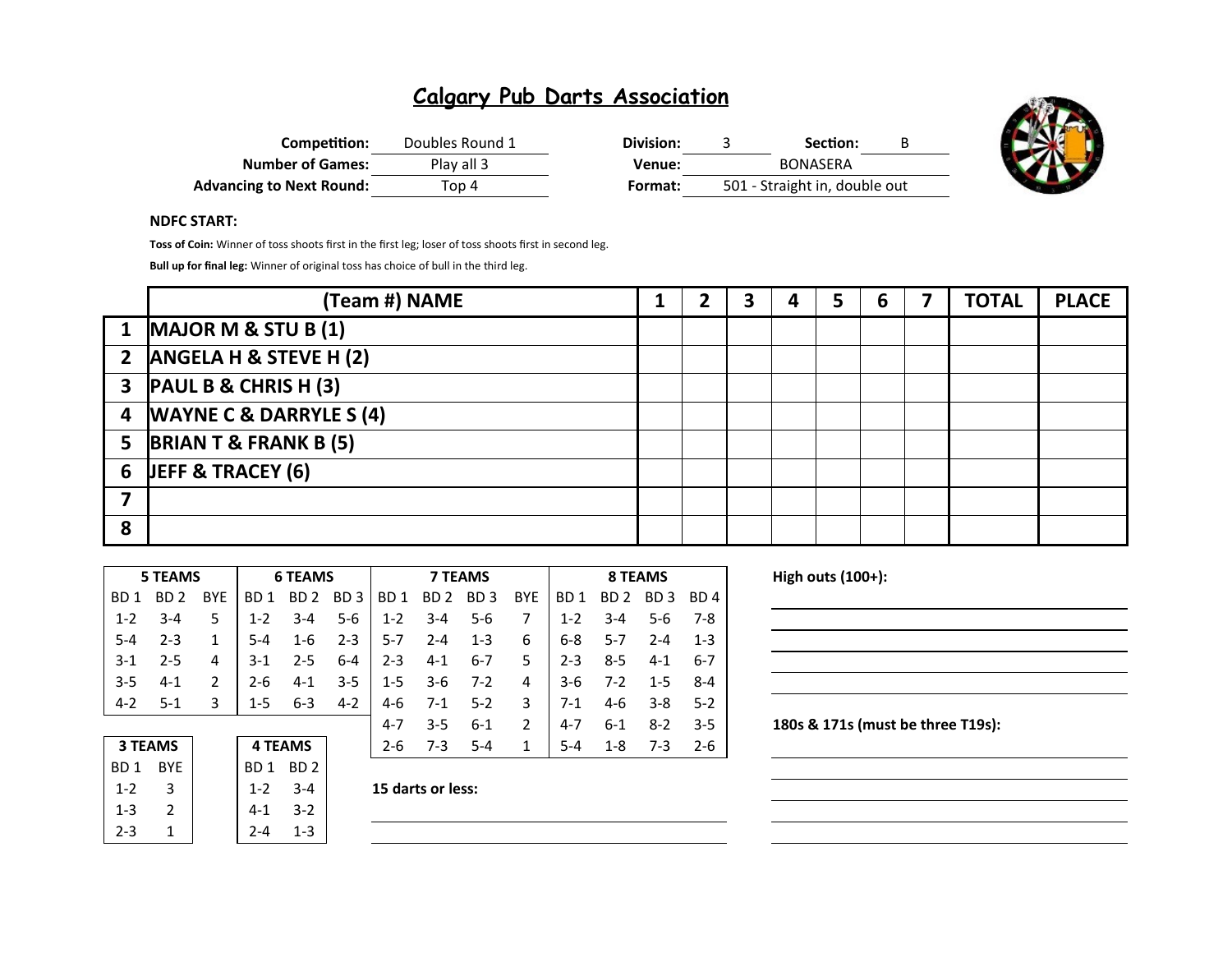# Calgary Pub Darts Association

| | | | | | |
|---|---|---|---|---|---|
| **Competition:** | Doubles Round 1 | **Division:** | 3 | **Section:** | B |
| **Number of Games:** | Play all 3 | **Venue:** | BONASERA | | |
| **Advancing to Next Round:** | Top 4 | **Format:** | 501 - Straight in, double out | | |

**NDFC START:**

**Toss of Coin:** Winner of toss shoots first in the first leg; loser of toss shoots first in second leg.

**Bull up for final leg:** Winner of original toss has choice of bull in the third leg.

| | (Team #) NAME | 1 | 2 | 3 | 4 | 5 | 6 | 7 | TOTAL | PLACE |
|---|---|---|---|---|---|---|---|---|---|---|
| 1 | MAJOR M & STU B (1) | | | | | | | | | |
| 2 | ANGELA H & STEVE H (2) | | | | | | | | | |
| 3 | PAUL B & CHRIS H (3) | | | | | | | | | |
| 4 | WAYNE C & DARRYLE S (4) | | | | | | | | | |
| 5 | BRIAN T & FRANK B (5) | | | | | | | | | |
| 6 | JEFF & TRACEY (6) | | | | | | | | | |
| 7 | | | | | | | | | | |
| 8 | | | | | | | | | | |

| 5 TEAMS | | | 6 TEAMS | | | 7 TEAMS | | | | 8 TEAMS | | | |
|---|---|---|---|---|---|---|---|---|---|---|---|---|---|
| BD 1 | BD 2 | BYE | BD 1 | BD 2 | BD 3 | BD 1 | BD 2 | BD 3 | BYE | BD 1 | BD 2 | BD 3 | BD 4 |
| 1-2 | 3-4 | 5 | 1-2 | 3-4 | 5-6 | 1-2 | 3-4 | 5-6 | 7 | 1-2 | 3-4 | 5-6 | 7-8 |
| 5-4 | 2-3 | 1 | 5-4 | 1-6 | 2-3 | 5-7 | 2-4 | 1-3 | 6 | 6-8 | 5-7 | 2-4 | 1-3 |
| 3-1 | 2-5 | 4 | 3-1 | 2-5 | 6-4 | 2-3 | 4-1 | 6-7 | 5 | 2-3 | 8-5 | 4-1 | 6-7 |
| 3-5 | 4-1 | 2 | 2-6 | 4-1 | 3-5 | 1-5 | 3-6 | 7-2 | 4 | 3-6 | 7-2 | 1-5 | 8-4 |
| 4-2 | 5-1 | 3 | 1-5 | 6-3 | 4-2 | 4-6 | 7-1 | 5-2 | 3 | 7-1 | 4-6 | 3-8 | 5-2 |
| | | | | | | 4-7 | 3-5 | 6-1 | 2 | 4-7 | 6-1 | 8-2 | 3-5 |
| | | | | | | 2-6 | 7-3 | 5-4 | 1 | 5-4 | 1-8 | 7-3 | 2-6 |

| 3 TEAMS | |
|---|---|
| BD 1 | BYE |
| 1-2 | 3 |
| 1-3 | 2 |
| 2-3 | 1 |

| 4 TEAMS | |
|---|---|
| BD 1 | BD 2 |
| 1-2 | 3-4 |
| 4-1 | 3-2 |
| 2-4 | 1-3 |

**15 darts or less:**

**High outs (100+):**

**180s & 171s (must be three T19s):**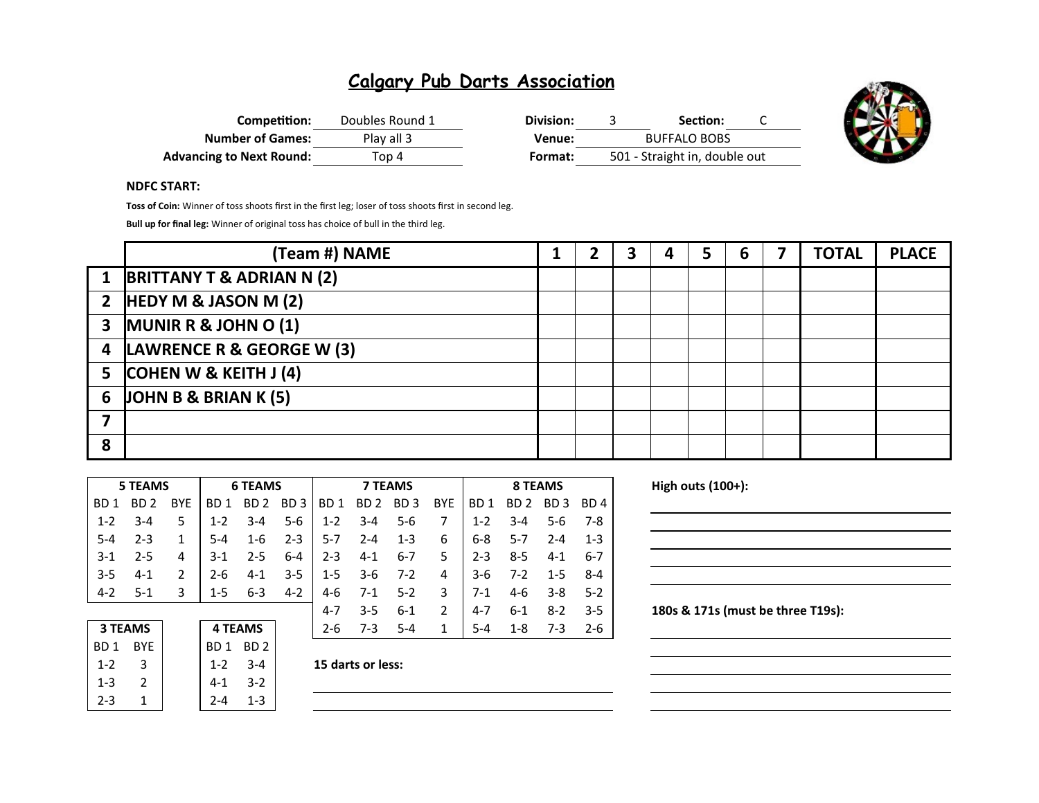# Calgary Pub Darts Association

| | | | |
|---|---|---|---|
| **Competition:** | Doubles Round 1 | **Division:** | 3 |
| **Number of Games:** | Play all 3 | **Venue:** | BUFFALO BOBS |
| **Advancing to Next Round:** | Top 4 | **Format:** | 501 - Straight in, double out |

**Section:** C

**NDFC START:**

**Toss of Coin:** Winner of toss shoots first in the first leg; loser of toss shoots first in second leg.

**Bull up for final leg:** Winner of original toss has choice of bull in the third leg.

| | (Team #) NAME | 1 | 2 | 3 | 4 | 5 | 6 | 7 | TOTAL | PLACE |
|---|---|---|---|---|---|---|---|---|---|---|
| 1 | BRITTANY T & ADRIAN N (2) | | | | | | | | | |
| 2 | HEDY M & JASON M (2) | | | | | | | | | |
| 3 | MUNIR R & JOHN O (1) | | | | | | | | | |
| 4 | LAWRENCE R & GEORGE W (3) | | | | | | | | | |
| 5 | COHEN W & KEITH J (4) | | | | | | | | | |
| 6 | JOHN B & BRIAN K (5) | | | | | | | | | |
| 7 | | | | | | | | | | |
| 8 | | | | | | | | | | |

| 5 TEAMS | | | 6 TEAMS | | | 7 TEAMS | | | | 8 TEAMS | | | |
|---|---|---|---|---|---|---|---|---|---|---|---|---|---|
| BD 1 | BD 2 | BYE | BD 1 | BD 2 | BD 3 | BD 1 | BD 2 | BD 3 | BYE | BD 1 | BD 2 | BD 3 | BD 4 |
| 1-2 | 3-4 | 5 | 1-2 | 3-4 | 5-6 | 1-2 | 3-4 | 5-6 | 7 | 1-2 | 3-4 | 5-6 | 7-8 |
| 5-4 | 2-3 | 1 | 5-4 | 1-6 | 2-3 | 5-7 | 2-4 | 1-3 | 6 | 6-8 | 5-7 | 2-4 | 1-3 |
| 3-1 | 2-5 | 4 | 3-1 | 2-5 | 6-4 | 2-3 | 4-1 | 6-7 | 5 | 2-3 | 8-5 | 4-1 | 6-7 |
| 3-5 | 4-1 | 2 | 2-6 | 4-1 | 3-5 | 1-5 | 3-6 | 7-2 | 4 | 3-6 | 7-2 | 1-5 | 8-4 |
| 4-2 | 5-1 | 3 | 1-5 | 6-3 | 4-2 | 4-6 | 7-1 | 5-2 | 3 | 7-1 | 4-6 | 3-8 | 5-2 |
| | | | | | | 4-7 | 3-5 | 6-1 | 2 | 4-7 | 6-1 | 8-2 | 3-5 |
| | | | | | | 2-6 | 7-3 | 5-4 | 1 | 5-4 | 1-8 | 7-3 | 2-6 |

| 3 TEAMS | |
|---|---|
| BD 1 | BYE |
| 1-2 | 3 |
| 1-3 | 2 |
| 2-3 | 1 |

| 4 TEAMS | |
|---|---|
| BD 1 | BD 2 |
| 1-2 | 3-4 |
| 4-1 | 3-2 |
| 2-4 | 1-3 |

**15 darts or less:**

**High outs (100+):**

**180s & 171s (must be three T19s):**